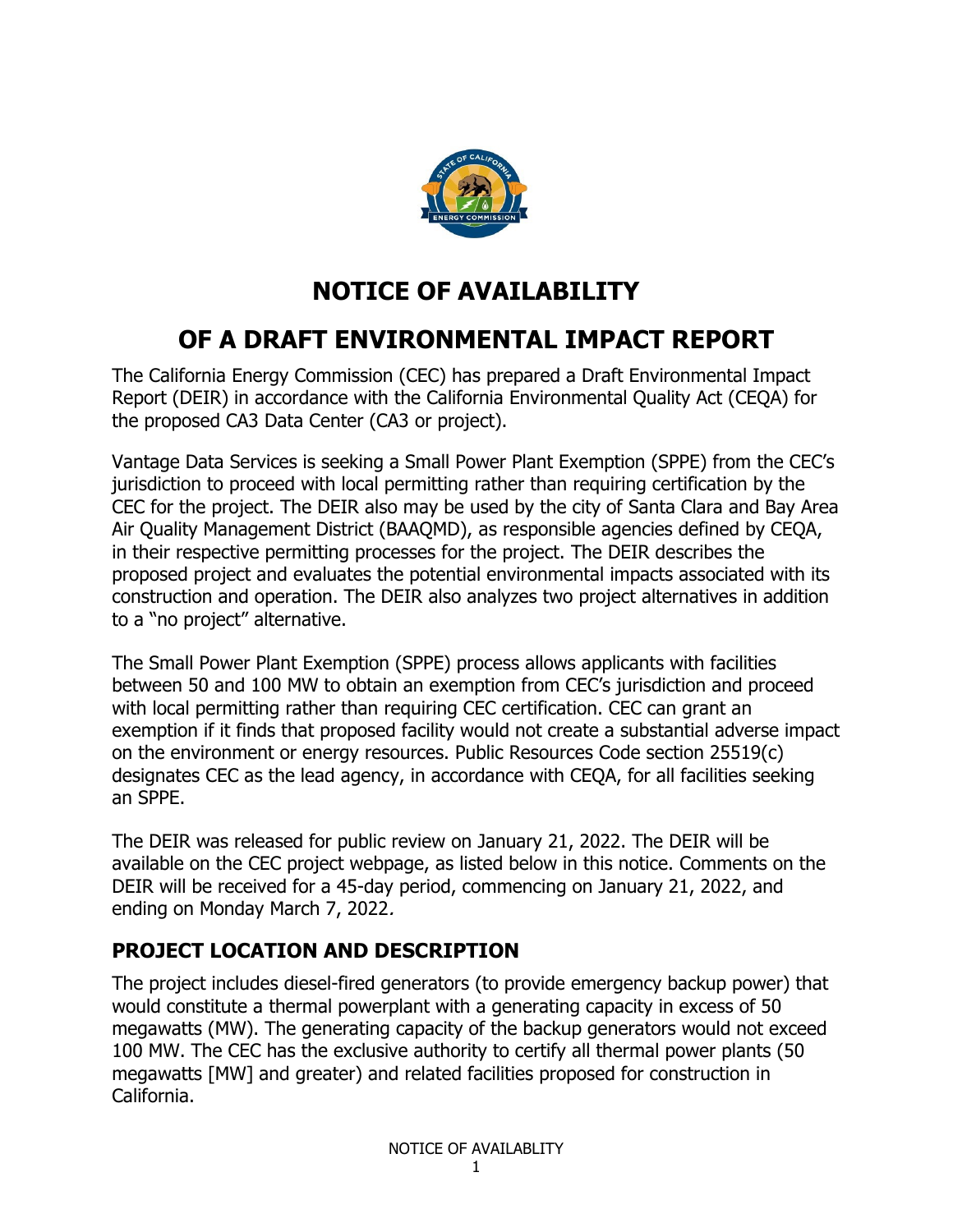# NOTICE OF AVAILABILITY

# OF A DRAFT ENVIRONMENTAL IMPACT REPORT

The California Energy Commission (CEC) has prepared a Draft Environmental Impact Report (DEIR) in accordance with the California Environmental Quality Act (CEQA) for the proposed CA3 Data Center (CA3 or project).

Vantage Data Services is seeking a Small Power Plant Exemption (SPPE) from the CEC's jurisdiction to proceed with local permitting rather than requiring certification by the CEC for the project. The DEIR also may be used by the city of Santa Clara and Bay Area Air Quality Management District (BAAQMD), as responsible agencies defined by CEQA, in their respective permitting processes for the project. The DEIR describes the proposed project and evaluates the potential environmental impacts associated with its construction and operation. The DEIR also analyzes two project alternatives in addition to a "no project" alternative.

The Small Power Plant Exemption (SPPE) process allows applicants with facilities between 50 and 100 MW to obtain an exemption from CEC's jurisdiction and proceed with local permitting rather than requiring CEC certification. CEC can grant an exemption if it finds that proposed facility would not create a substantial adverse impact on the environment or energy resources. Public Resources Code section 25519(c) designates CEC as the lead agency, in accordance with CEQA, for all facilities seeking an SPPE.

The DEIR was released for public review on January 21, 2022. The DEIR will be available on the CEC project webpage, as listed below in this notice. Comments on the DEIR will be received for a 45-day period, commencing on January 21, 2022, and ending on Monday March 7, 2022*.*

## PROJECT LOCATION AND DESCRIPTION

The project includes diesel-fired generators (to provide emergency backup power) that would constitute a thermal powerplant with a generating capacity in excess of 50 megawatts (MW). The generating capacity of the backup generators would not exceed 100 MW. The CEC has the exclusive authority to certify all thermal power plants (50 megawatts [MW] and greater) and related facilities proposed for construction in California.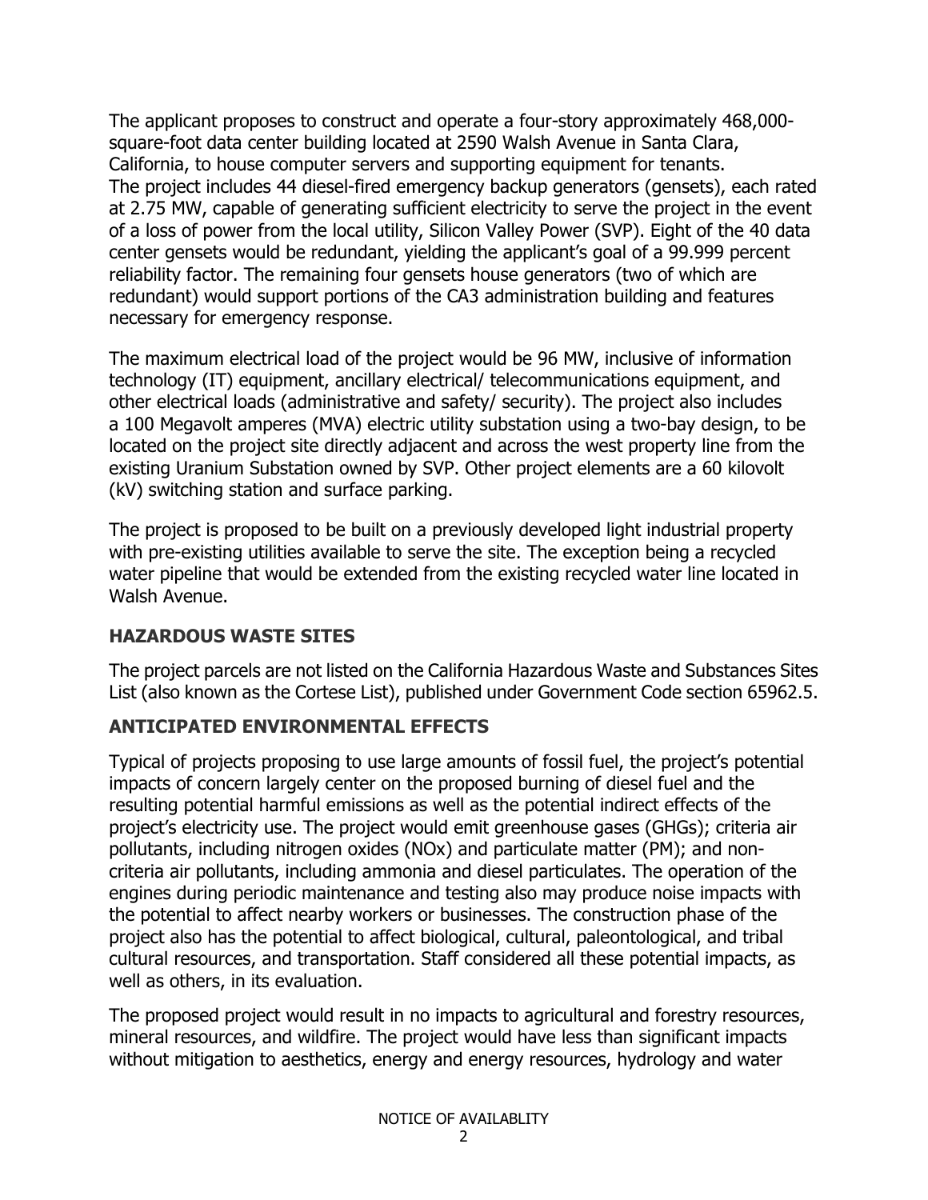The applicant proposes to construct and operate a four-story approximately 468,000-square-foot data center building located at 2590 Walsh Avenue in Santa Clara, California, to house computer servers and supporting equipment for tenants. The project includes 44 diesel-fired emergency backup generators (gensets), each rated at 2.75 MW, capable of generating sufficient electricity to serve the project in the event of a loss of power from the local utility, Silicon Valley Power (SVP). Eight of the 40 data center gensets would be redundant, yielding the applicant's goal of a 99.999 percent reliability factor. The remaining four gensets house generators (two of which are redundant) would support portions of the CA3 administration building and features necessary for emergency response.

The maximum electrical load of the project would be 96 MW, inclusive of information technology (IT) equipment, ancillary electrical/ telecommunications equipment, and other electrical loads (administrative and safety/ security). The project also includes a 100 Megavolt amperes (MVA) electric utility substation using a two-bay design, to be located on the project site directly adjacent and across the west property line from the existing Uranium Substation owned by SVP. Other project elements are a 60 kilovolt (kV) switching station and surface parking.

The project is proposed to be built on a previously developed light industrial property with pre-existing utilities available to serve the site. The exception being a recycled water pipeline that would be extended from the existing recycled water line located in Walsh Avenue.

## HAZARDOUS WASTE SITES

The project parcels are not listed on the California Hazardous Waste and Substances Sites List (also known as the Cortese List), published under Government Code section 65962.5.

## ANTICIPATED ENVIRONMENTAL EFFECTS

Typical of projects proposing to use large amounts of fossil fuel, the project's potential impacts of concern largely center on the proposed burning of diesel fuel and the resulting potential harmful emissions as well as the potential indirect effects of the project's electricity use. The project would emit greenhouse gases (GHGs); criteria air pollutants, including nitrogen oxides (NOx) and particulate matter (PM); and non-criteria air pollutants, including ammonia and diesel particulates. The operation of the engines during periodic maintenance and testing also may produce noise impacts with the potential to affect nearby workers or businesses. The construction phase of the project also has the potential to affect biological, cultural, paleontological, and tribal cultural resources, and transportation. Staff considered all these potential impacts, as well as others, in its evaluation.

The proposed project would result in no impacts to agricultural and forestry resources, mineral resources, and wildfire. The project would have less than significant impacts without mitigation to aesthetics, energy and energy resources, hydrology and water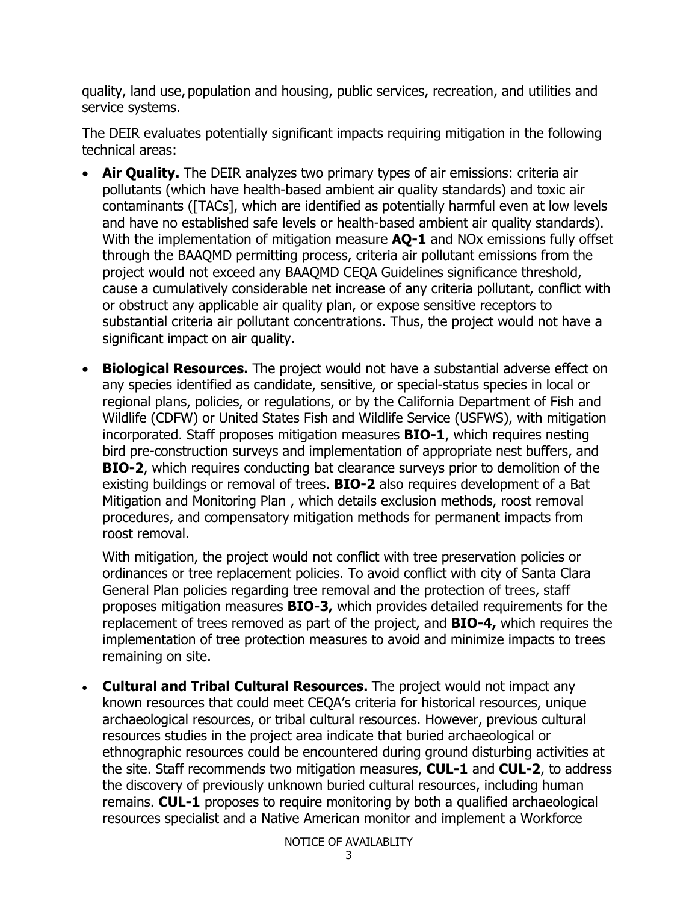quality, land use, population and housing, public services, recreation, and utilities and service systems.

The DEIR evaluates potentially significant impacts requiring mitigation in the following technical areas:

- **Air Quality.** The DEIR analyzes two primary types of air emissions: criteria air pollutants (which have health-based ambient air quality standards) and toxic air contaminants ([TACs], which are identified as potentially harmful even at low levels and have no established safe levels or health-based ambient air quality standards). With the implementation of mitigation measure **AQ-1** and NOx emissions fully offset through the BAAQMD permitting process, criteria air pollutant emissions from the project would not exceed any BAAQMD CEQA Guidelines significance threshold, cause a cumulatively considerable net increase of any criteria pollutant, conflict with or obstruct any applicable air quality plan, or expose sensitive receptors to substantial criteria air pollutant concentrations. Thus, the project would not have a significant impact on air quality.

- **Biological Resources.** The project would not have a substantial adverse effect on any species identified as candidate, sensitive, or special-status species in local or regional plans, policies, or regulations, or by the California Department of Fish and Wildlife (CDFW) or United States Fish and Wildlife Service (USFWS), with mitigation incorporated. Staff proposes mitigation measures **BIO-1**, which requires nesting bird pre-construction surveys and implementation of appropriate nest buffers, and **BIO-2**, which requires conducting bat clearance surveys prior to demolition of the existing buildings or removal of trees. **BIO-2** also requires development of a Bat Mitigation and Monitoring Plan , which details exclusion methods, roost removal procedures, and compensatory mitigation methods for permanent impacts from roost removal.

  With mitigation, the project would not conflict with tree preservation policies or ordinances or tree replacement policies. To avoid conflict with city of Santa Clara General Plan policies regarding tree removal and the protection of trees, staff proposes mitigation measures **BIO-3,** which provides detailed requirements for the replacement of trees removed as part of the project, and **BIO-4,** which requires the implementation of tree protection measures to avoid and minimize impacts to trees remaining on site.

- **Cultural and Tribal Cultural Resources.** The project would not impact any known resources that could meet CEQA's criteria for historical resources, unique archaeological resources, or tribal cultural resources. However, previous cultural resources studies in the project area indicate that buried archaeological or ethnographic resources could be encountered during ground disturbing activities at the site. Staff recommends two mitigation measures, **CUL-1** and **CUL-2**, to address the discovery of previously unknown buried cultural resources, including human remains. **CUL-1** proposes to require monitoring by both a qualified archaeological resources specialist and a Native American monitor and implement a Workforce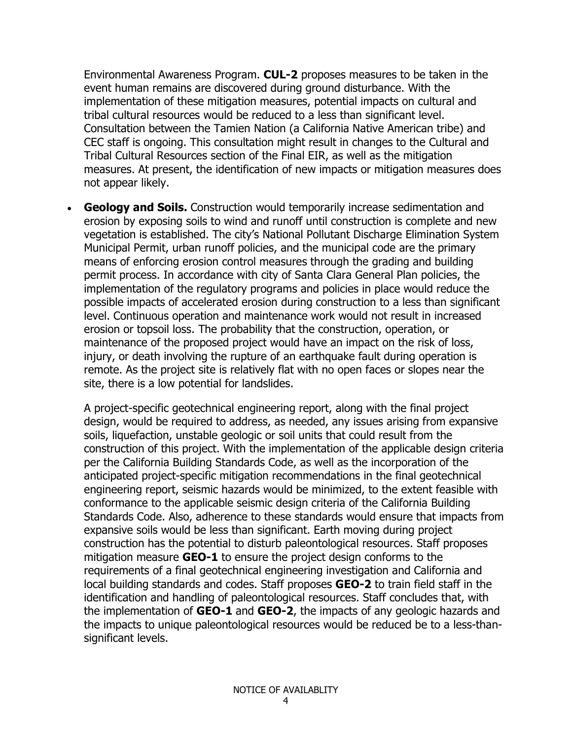Environmental Awareness Program. **CUL-2** proposes measures to be taken in the event human remains are discovered during ground disturbance. With the implementation of these mitigation measures, potential impacts on cultural and tribal cultural resources would be reduced to a less than significant level. Consultation between the Tamien Nation (a California Native American tribe) and CEC staff is ongoing. This consultation might result in changes to the Cultural and Tribal Cultural Resources section of the Final EIR, as well as the mitigation measures. At present, the identification of new impacts or mitigation measures does not appear likely.

- **Geology and Soils.** Construction would temporarily increase sedimentation and erosion by exposing soils to wind and runoff until construction is complete and new vegetation is established. The city's National Pollutant Discharge Elimination System Municipal Permit, urban runoff policies, and the municipal code are the primary means of enforcing erosion control measures through the grading and building permit process. In accordance with city of Santa Clara General Plan policies, the implementation of the regulatory programs and policies in place would reduce the possible impacts of accelerated erosion during construction to a less than significant level. Continuous operation and maintenance work would not result in increased erosion or topsoil loss. The probability that the construction, operation, or maintenance of the proposed project would have an impact on the risk of loss, injury, or death involving the rupture of an earthquake fault during operation is remote. As the project site is relatively flat with no open faces or slopes near the site, there is a low potential for landslides.

  A project-specific geotechnical engineering report, along with the final project design, would be required to address, as needed, any issues arising from expansive soils, liquefaction, unstable geologic or soil units that could result from the construction of this project. With the implementation of the applicable design criteria per the California Building Standards Code, as well as the incorporation of the anticipated project-specific mitigation recommendations in the final geotechnical engineering report, seismic hazards would be minimized, to the extent feasible with conformance to the applicable seismic design criteria of the California Building Standards Code. Also, adherence to these standards would ensure that impacts from expansive soils would be less than significant. Earth moving during project construction has the potential to disturb paleontological resources. Staff proposes mitigation measure **GEO-1** to ensure the project design conforms to the requirements of a final geotechnical engineering investigation and California and local building standards and codes. Staff proposes **GEO-2** to train field staff in the identification and handling of paleontological resources. Staff concludes that, with the implementation of **GEO-1** and **GEO-2**, the impacts of any geologic hazards and the impacts to unique paleontological resources would be reduced be to a less-than-significant levels.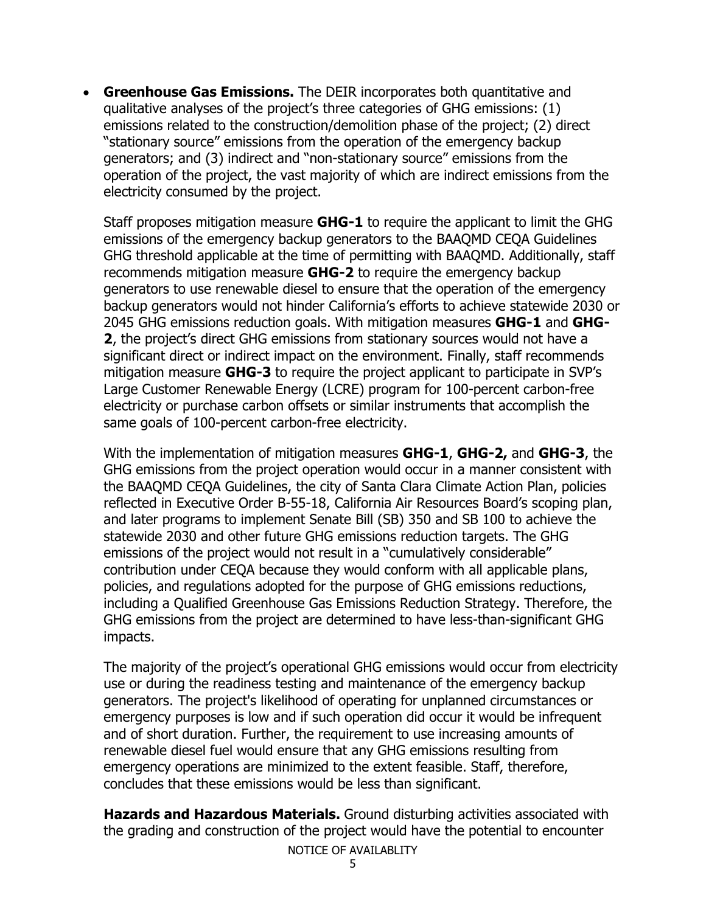- **Greenhouse Gas Emissions.** The DEIR incorporates both quantitative and qualitative analyses of the project's three categories of GHG emissions: (1) emissions related to the construction/demolition phase of the project; (2) direct "stationary source" emissions from the operation of the emergency backup generators; and (3) indirect and "non-stationary source" emissions from the operation of the project, the vast majority of which are indirect emissions from the electricity consumed by the project.

  Staff proposes mitigation measure **GHG-1** to require the applicant to limit the GHG emissions of the emergency backup generators to the BAAQMD CEQA Guidelines GHG threshold applicable at the time of permitting with BAAQMD. Additionally, staff recommends mitigation measure **GHG-2** to require the emergency backup generators to use renewable diesel to ensure that the operation of the emergency backup generators would not hinder California's efforts to achieve statewide 2030 or 2045 GHG emissions reduction goals. With mitigation measures **GHG-1** and **GHG-2**, the project's direct GHG emissions from stationary sources would not have a significant direct or indirect impact on the environment. Finally, staff recommends mitigation measure **GHG-3** to require the project applicant to participate in SVP's Large Customer Renewable Energy (LCRE) program for 100-percent carbon-free electricity or purchase carbon offsets or similar instruments that accomplish the same goals of 100-percent carbon-free electricity.

  With the implementation of mitigation measures **GHG-1**, **GHG-2,** and **GHG-3**, the GHG emissions from the project operation would occur in a manner consistent with the BAAQMD CEQA Guidelines, the city of Santa Clara Climate Action Plan, policies reflected in Executive Order B-55-18, California Air Resources Board's scoping plan, and later programs to implement Senate Bill (SB) 350 and SB 100 to achieve the statewide 2030 and other future GHG emissions reduction targets. The GHG emissions of the project would not result in a "cumulatively considerable" contribution under CEQA because they would conform with all applicable plans, policies, and regulations adopted for the purpose of GHG emissions reductions, including a Qualified Greenhouse Gas Emissions Reduction Strategy. Therefore, the GHG emissions from the project are determined to have less-than-significant GHG impacts.

  The majority of the project's operational GHG emissions would occur from electricity use or during the readiness testing and maintenance of the emergency backup generators. The project's likelihood of operating for unplanned circumstances or emergency purposes is low and if such operation did occur it would be infrequent and of short duration. Further, the requirement to use increasing amounts of renewable diesel fuel would ensure that any GHG emissions resulting from emergency operations are minimized to the extent feasible. Staff, therefore, concludes that these emissions would be less than significant.

  **Hazards and Hazardous Materials.** Ground disturbing activities associated with the grading and construction of the project would have the potential to encounter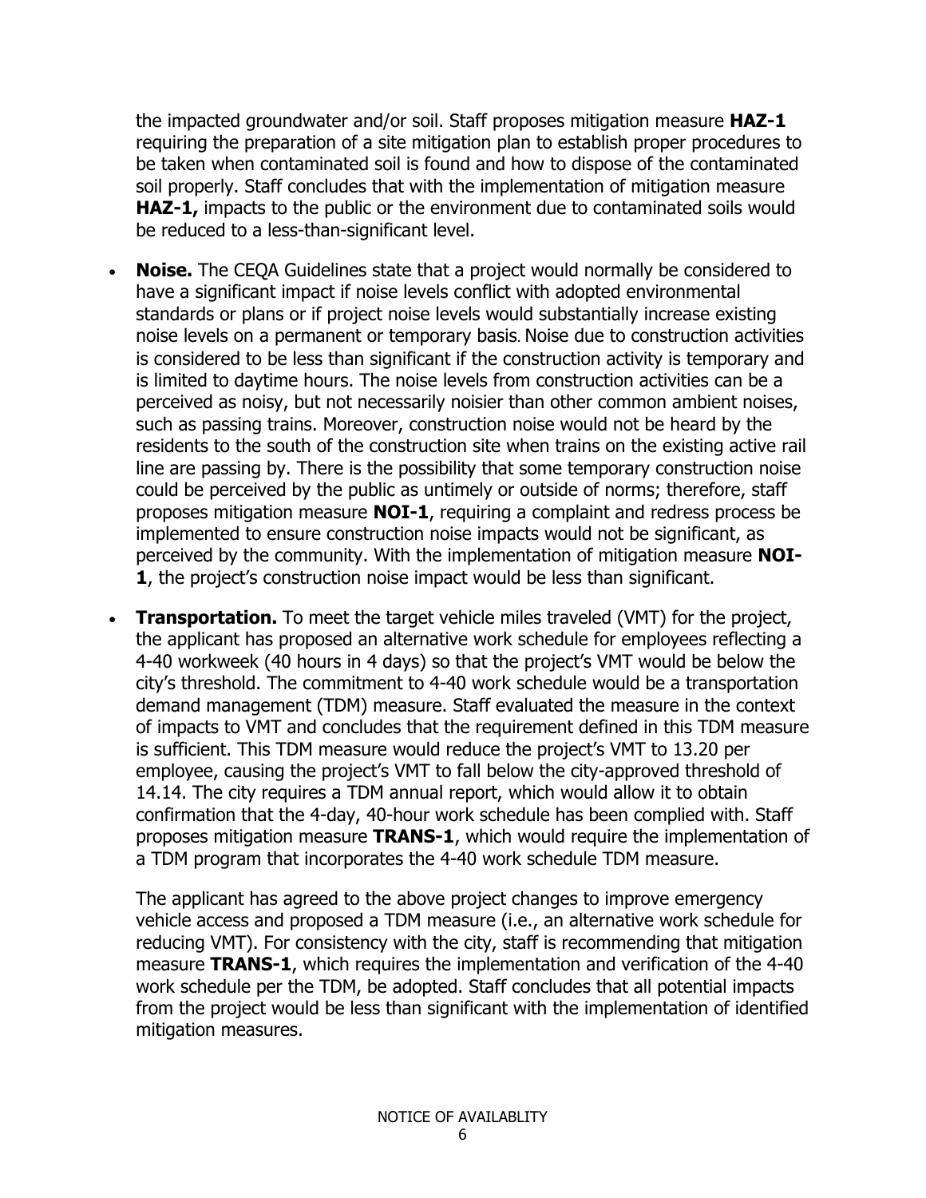the impacted groundwater and/or soil. Staff proposes mitigation measure **HAZ-1** requiring the preparation of a site mitigation plan to establish proper procedures to be taken when contaminated soil is found and how to dispose of the contaminated soil properly. Staff concludes that with the implementation of mitigation measure **HAZ-1,** impacts to the public or the environment due to contaminated soils would be reduced to a less-than-significant level.

- **Noise.** The CEQA Guidelines state that a project would normally be considered to have a significant impact if noise levels conflict with adopted environmental standards or plans or if project noise levels would substantially increase existing noise levels on a permanent or temporary basis. Noise due to construction activities is considered to be less than significant if the construction activity is temporary and is limited to daytime hours. The noise levels from construction activities can be a perceived as noisy, but not necessarily noisier than other common ambient noises, such as passing trains. Moreover, construction noise would not be heard by the residents to the south of the construction site when trains on the existing active rail line are passing by. There is the possibility that some temporary construction noise could be perceived by the public as untimely or outside of norms; therefore, staff proposes mitigation measure **NOI-1**, requiring a complaint and redress process be implemented to ensure construction noise impacts would not be significant, as perceived by the community. With the implementation of mitigation measure **NOI-1**, the project's construction noise impact would be less than significant.

- **Transportation.** To meet the target vehicle miles traveled (VMT) for the project, the applicant has proposed an alternative work schedule for employees reflecting a 4-40 workweek (40 hours in 4 days) so that the project's VMT would be below the city's threshold. The commitment to 4-40 work schedule would be a transportation demand management (TDM) measure. Staff evaluated the measure in the context of impacts to VMT and concludes that the requirement defined in this TDM measure is sufficient. This TDM measure would reduce the project's VMT to 13.20 per employee, causing the project's VMT to fall below the city-approved threshold of 14.14. The city requires a TDM annual report, which would allow it to obtain confirmation that the 4-day, 40-hour work schedule has been complied with. Staff proposes mitigation measure **TRANS-1**, which would require the implementation of a TDM program that incorporates the 4-40 work schedule TDM measure.

  The applicant has agreed to the above project changes to improve emergency vehicle access and proposed a TDM measure (i.e., an alternative work schedule for reducing VMT). For consistency with the city, staff is recommending that mitigation measure **TRANS-1**, which requires the implementation and verification of the 4-40 work schedule per the TDM, be adopted. Staff concludes that all potential impacts from the project would be less than significant with the implementation of identified mitigation measures.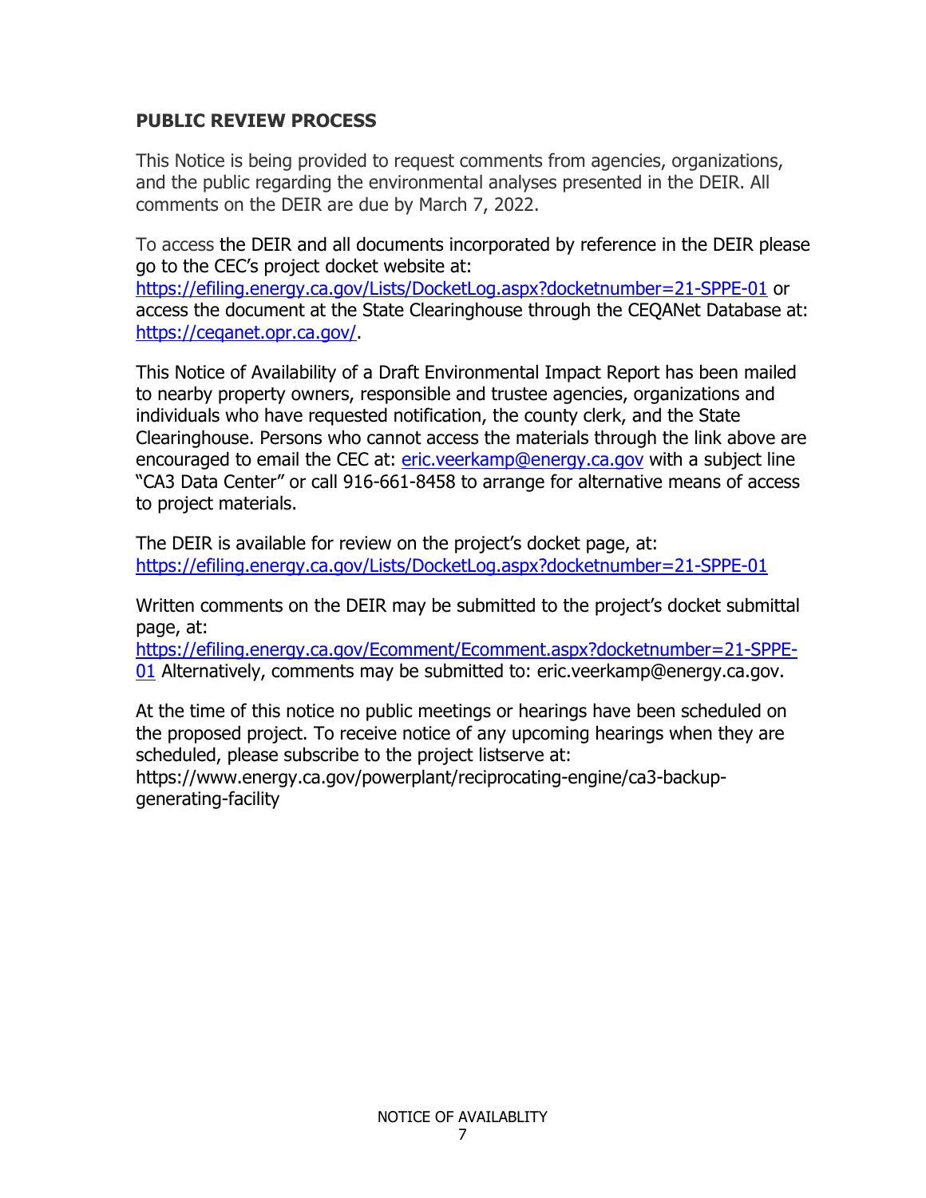## PUBLIC REVIEW PROCESS

This Notice is being provided to request comments from agencies, organizations, and the public regarding the environmental analyses presented in the DEIR. All comments on the DEIR are due by March 7, 2022.

To access the DEIR and all documents incorporated by reference in the DEIR please go to the CEC's project docket website at: https://efiling.energy.ca.gov/Lists/DocketLog.aspx?docketnumber=21-SPPE-01 or access the document at the State Clearinghouse through the CEQANet Database at: https://ceqanet.opr.ca.gov/.

This Notice of Availability of a Draft Environmental Impact Report has been mailed to nearby property owners, responsible and trustee agencies, organizations and individuals who have requested notification, the county clerk, and the State Clearinghouse. Persons who cannot access the materials through the link above are encouraged to email the CEC at: eric.veerkamp@energy.ca.gov with a subject line "CA3 Data Center" or call 916-661-8458 to arrange for alternative means of access to project materials.

The DEIR is available for review on the project's docket page, at: https://efiling.energy.ca.gov/Lists/DocketLog.aspx?docketnumber=21-SPPE-01

Written comments on the DEIR may be submitted to the project's docket submittal page, at: https://efiling.energy.ca.gov/Ecomment/Ecomment.aspx?docketnumber=21-SPPE-01 Alternatively, comments may be submitted to: eric.veerkamp@energy.ca.gov.

At the time of this notice no public meetings or hearings have been scheduled on the proposed project. To receive notice of any upcoming hearings when they are scheduled, please subscribe to the project listserve at: https://www.energy.ca.gov/powerplant/reciprocating-engine/ca3-backup-generating-facility